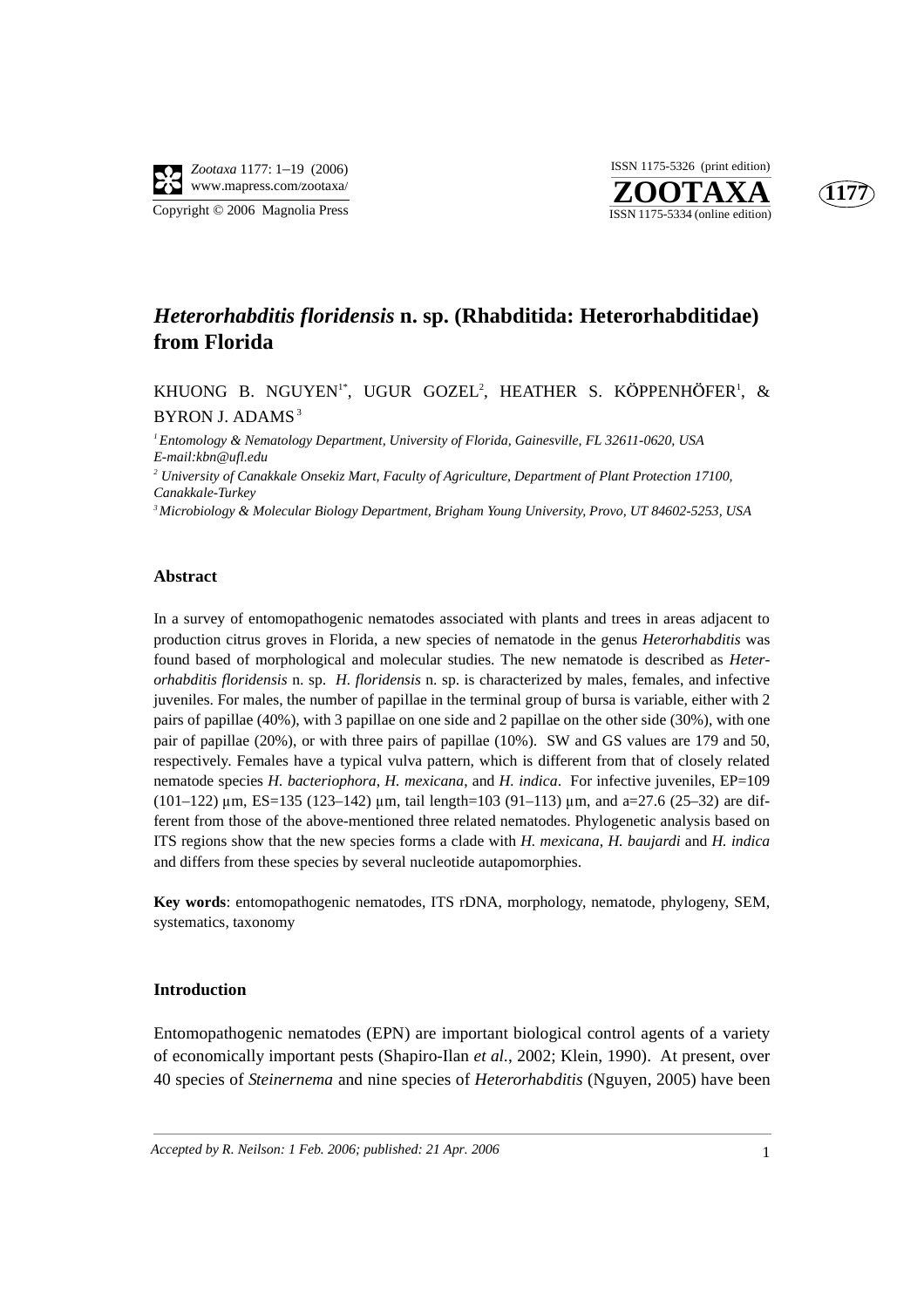# *Heterorhabditis floridensis* n. sp. (Rhabditida: Heterorhabditidae) from Florida

KHUONG B. NGUYEN[1*], UGUR GOZEL[2], HEATHER S. KÖPPENHÖFER[1], & BYRON J. ADAMS[3]

[1] *Entomology & Nematology Department, University of Florida, Gainesville, FL 32611-0620, USA E-mail:kbn@ufl.edu*

[2] *University of Canakkale Onsekiz Mart, Faculty of Agriculture, Department of Plant Protection 17100, Canakkale-Turkey*

[3] *Microbiology & Molecular Biology Department, Brigham Young University, Provo, UT 84602-5253, USA*

## Abstract

In a survey of entomopathogenic nematodes associated with plants and trees in areas adjacent to production citrus groves in Florida, a new species of nematode in the genus *Heterorhabditis* was found based of morphological and molecular studies. The new nematode is described as *Heterorhabditis floridensis* n. sp. *H. floridensis* n. sp. is characterized by males, females, and infective juveniles. For males, the number of papillae in the terminal group of bursa is variable, either with 2 pairs of papillae (40%), with 3 papillae on one side and 2 papillae on the other side (30%), with one pair of papillae (20%), or with three pairs of papillae (10%). SW and GS values are 179 and 50, respectively. Females have a typical vulva pattern, which is different from that of closely related nematode species *H. bacteriophora*, *H. mexicana*, and *H. indica*. For infective juveniles, EP=109 (101–122) µm, ES=135 (123–142) µm, tail length=103 (91–113) µm, and a=27.6 (25–32) are different from those of the above-mentioned three related nematodes. Phylogenetic analysis based on ITS regions show that the new species forms a clade with *H. mexicana*, *H. baujardi* and *H. indica* and differs from these species by several nucleotide autapomorphies.

**Key words**: entomopathogenic nematodes, ITS rDNA, morphology, nematode, phylogeny, SEM, systematics, taxonomy

## Introduction

Entomopathogenic nematodes (EPN) are important biological control agents of a variety of economically important pests (Shapiro-Ilan *et al.*, 2002; Klein, 1990). At present, over 40 species of *Steinernema* and nine species of *Heterorhabditis* (Nguyen, 2005) have been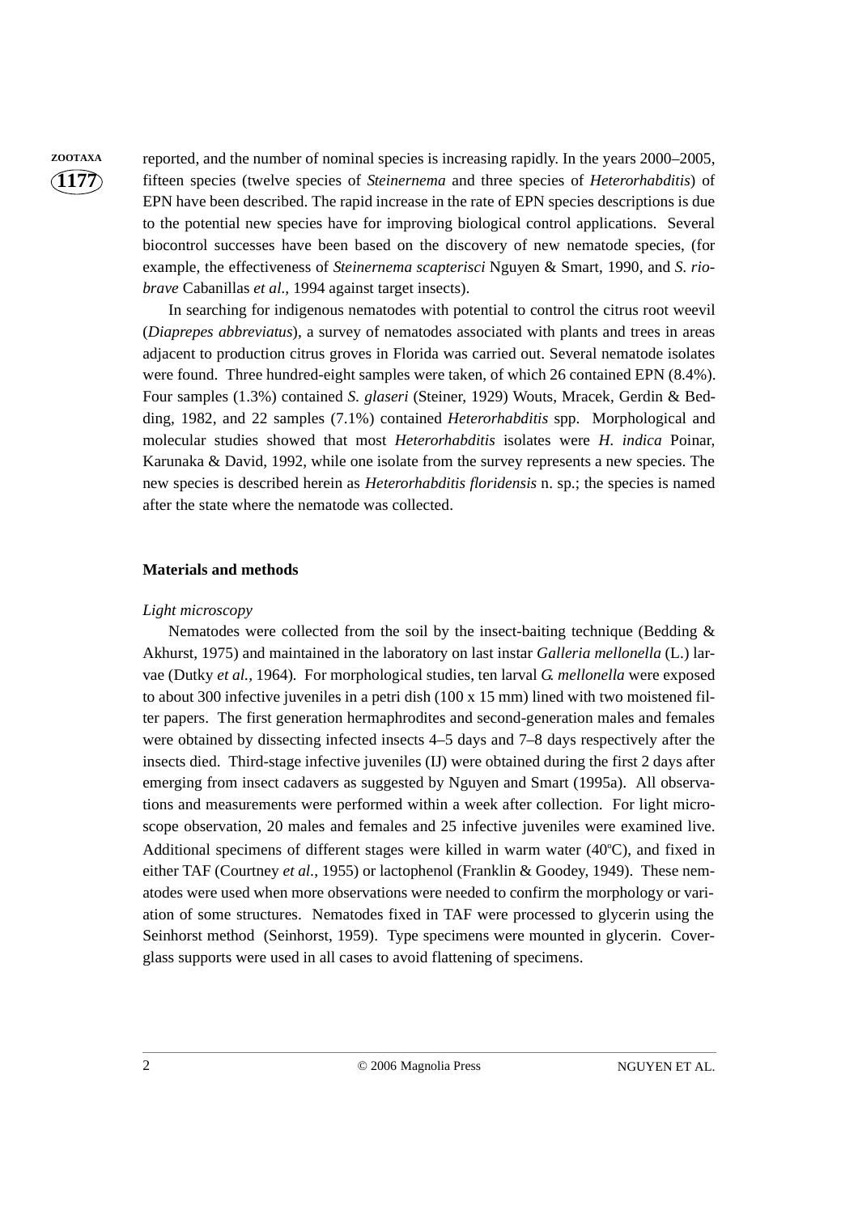reported, and the number of nominal species is increasing rapidly. In the years 2000–2005, fifteen species (twelve species of *Steinernema* and three species of *Heterorhabditis*) of EPN have been described. The rapid increase in the rate of EPN species descriptions is due to the potential new species have for improving biological control applications. Several biocontrol successes have been based on the discovery of new nematode species, (for example, the effectiveness of *Steinernema scapterisci* Nguyen & Smart, 1990, and *S. riobrave* Cabanillas *et al.*, 1994 against target insects).

In searching for indigenous nematodes with potential to control the citrus root weevil (*Diaprepes abbreviatus*), a survey of nematodes associated with plants and trees in areas adjacent to production citrus groves in Florida was carried out. Several nematode isolates were found. Three hundred-eight samples were taken, of which 26 contained EPN (8.4%). Four samples (1.3%) contained *S. glaseri* (Steiner, 1929) Wouts, Mracek, Gerdin & Bedding, 1982, and 22 samples (7.1%) contained *Heterorhabditis* spp. Morphological and molecular studies showed that most *Heterorhabditis* isolates were *H. indica* Poinar, Karunaka & David, 1992, while one isolate from the survey represents a new species. The new species is described herein as *Heterorhabditis floridensis* n. sp.; the species is named after the state where the nematode was collected.

## Materials and methods

### *Light microscopy*

Nematodes were collected from the soil by the insect-baiting technique (Bedding & Akhurst, 1975) and maintained in the laboratory on last instar *Galleria mellonella* (L.) larvae (Dutky *et al.*, 1964). For morphological studies, ten larval *G. mellonella* were exposed to about 300 infective juveniles in a petri dish (100 x 15 mm) lined with two moistened filter papers. The first generation hermaphrodites and second-generation males and females were obtained by dissecting infected insects 4–5 days and 7–8 days respectively after the insects died. Third-stage infective juveniles (IJ) were obtained during the first 2 days after emerging from insect cadavers as suggested by Nguyen and Smart (1995a). All observations and measurements were performed within a week after collection. For light microscope observation, 20 males and females and 25 infective juveniles were examined live. Additional specimens of different stages were killed in warm water (40ºC), and fixed in either TAF (Courtney *et al*., 1955) or lactophenol (Franklin & Goodey, 1949). These nematodes were used when more observations were needed to confirm the morphology or variation of some structures. Nematodes fixed in TAF were processed to glycerin using the Seinhorst method (Seinhorst, 1959). Type specimens were mounted in glycerin. Coverglass supports were used in all cases to avoid flattening of specimens.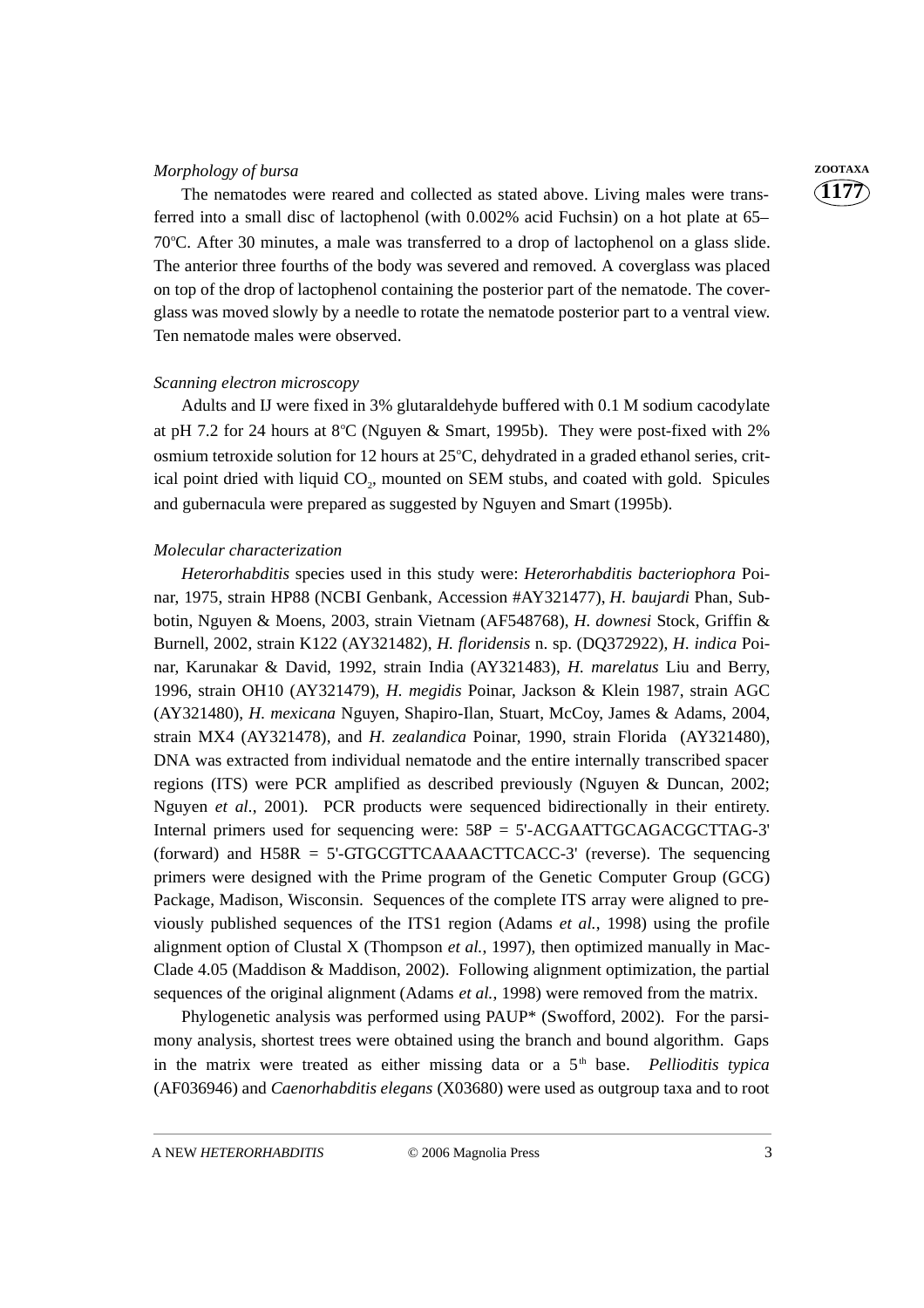*Morphology of bursa*

The nematodes were reared and collected as stated above. Living males were transferred into a small disc of lactophenol (with 0.002% acid Fuchsin) on a hot plate at 65–70ºC. After 30 minutes, a male was transferred to a drop of lactophenol on a glass slide. The anterior three fourths of the body was severed and removed. A coverglass was placed on top of the drop of lactophenol containing the posterior part of the nematode. The coverglass was moved slowly by a needle to rotate the nematode posterior part to a ventral view. Ten nematode males were observed.

*Scanning electron microscopy*

Adults and IJ were fixed in 3% glutaraldehyde buffered with 0.1 M sodium cacodylate at pH 7.2 for 24 hours at 8ºC (Nguyen & Smart, 1995b). They were post-fixed with 2% osmium tetroxide solution for 12 hours at 25ºC, dehydrated in a graded ethanol series, critical point dried with liquid $CO_2$, mounted on SEM stubs, and coated with gold. Spicules and gubernacula were prepared as suggested by Nguyen and Smart (1995b).

*Molecular characterization*

*Heterorhabditis* species used in this study were: *Heterorhabditis bacteriophora* Poinar, 1975, strain HP88 (NCBI Genbank, Accession #AY321477), *H. baujardi* Phan, Subbotin, Nguyen & Moens, 2003, strain Vietnam (AF548768), *H. downesi* Stock, Griffin & Burnell, 2002, strain K122 (AY321482), *H. floridensis* n. sp. (DQ372922), *H. indica* Poinar, Karunakar & David, 1992, strain India (AY321483), *H. marelatus* Liu and Berry, 1996, strain OH10 (AY321479), *H. megidis* Poinar, Jackson & Klein 1987, strain AGC (AY321480), *H. mexicana* Nguyen, Shapiro-Ilan, Stuart, McCoy, James & Adams, 2004, strain MX4 (AY321478), and *H. zealandica* Poinar, 1990, strain Florida (AY321480), DNA was extracted from individual nematode and the entire internally transcribed spacer regions (ITS) were PCR amplified as described previously (Nguyen & Duncan, 2002; Nguyen *et al.*, 2001). PCR products were sequenced bidirectionally in their entirety. Internal primers used for sequencing were: 58P = 5'-ACGAATTGCAGACGCTTAG-3' (forward) and H58R = 5'-GTGCGTTCAAAACTTCACC-3' (reverse). The sequencing primers were designed with the Prime program of the Genetic Computer Group (GCG) Package, Madison, Wisconsin. Sequences of the complete ITS array were aligned to previously published sequences of the ITS1 region (Adams *et al.*, 1998) using the profile alignment option of Clustal X (Thompson *et al.*, 1997), then optimized manually in MacClade 4.05 (Maddison & Maddison, 2002). Following alignment optimization, the partial sequences of the original alignment (Adams *et al.*, 1998) were removed from the matrix.

Phylogenetic analysis was performed using PAUP* (Swofford, 2002). For the parsimony analysis, shortest trees were obtained using the branch and bound algorithm. Gaps in the matrix were treated as either missing data or a 5th base. *Pellioditis typica* (AF036946) and *Caenorhabditis elegans* (X03680) were used as outgroup taxa and to root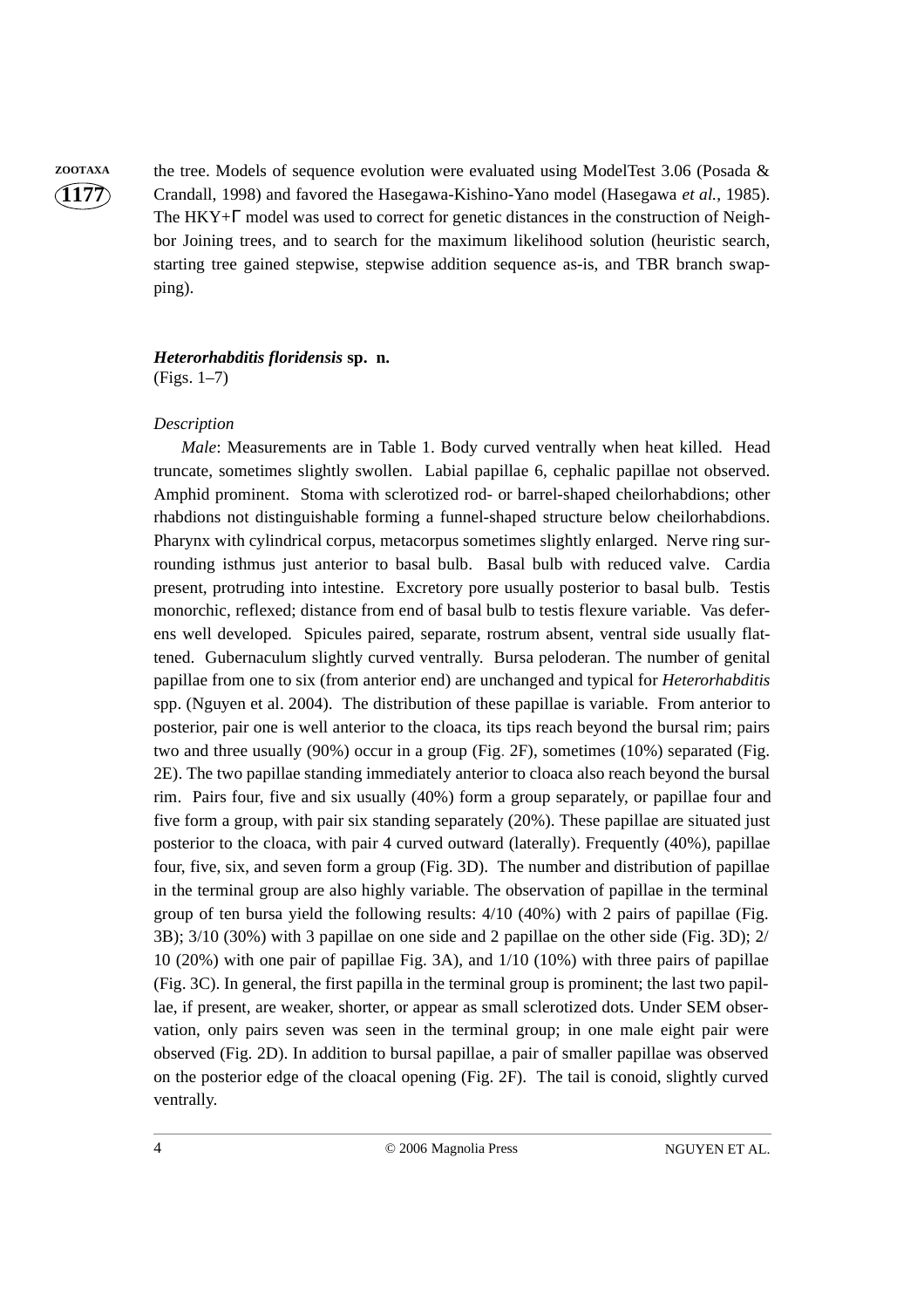the tree. Models of sequence evolution were evaluated using ModelTest 3.06 (Posada & Crandall, 1998) and favored the Hasegawa-Kishino-Yano model (Hasegawa *et al.*, 1985). The HKY+$\Gamma$ model was used to correct for genetic distances in the construction of Neighbor Joining trees, and to search for the maximum likelihood solution (heuristic search, starting tree gained stepwise, stepwise addition sequence as-is, and TBR branch swapping).

***Heterorhabditis floridensis* sp. n.**
(Figs. 1–7)

*Description*

*Male*: Measurements are in Table 1. Body curved ventrally when heat killed. Head truncate, sometimes slightly swollen. Labial papillae 6, cephalic papillae not observed. Amphid prominent. Stoma with sclerotized rod- or barrel-shaped cheilorhabdions; other rhabdions not distinguishable forming a funnel-shaped structure below cheilorhabdions. Pharynx with cylindrical corpus, metacorpus sometimes slightly enlarged. Nerve ring surrounding isthmus just anterior to basal bulb. Basal bulb with reduced valve. Cardia present, protruding into intestine. Excretory pore usually posterior to basal bulb. Testis monorchic, reflexed; distance from end of basal bulb to testis flexure variable. Vas deferens well developed. Spicules paired, separate, rostrum absent, ventral side usually flattened. Gubernaculum slightly curved ventrally. Bursa peloderan. The number of genital papillae from one to six (from anterior end) are unchanged and typical for *Heterorhabditis* spp. (Nguyen et al. 2004). The distribution of these papillae is variable. From anterior to posterior, pair one is well anterior to the cloaca, its tips reach beyond the bursal rim; pairs two and three usually (90%) occur in a group (Fig. 2F), sometimes (10%) separated (Fig. 2E). The two papillae standing immediately anterior to cloaca also reach beyond the bursal rim. Pairs four, five and six usually (40%) form a group separately, or papillae four and five form a group, with pair six standing separately (20%). These papillae are situated just posterior to the cloaca, with pair 4 curved outward (laterally). Frequently (40%), papillae four, five, six, and seven form a group (Fig. 3D). The number and distribution of papillae in the terminal group are also highly variable. The observation of papillae in the terminal group of ten bursa yield the following results: 4/10 (40%) with 2 pairs of papillae (Fig. 3B); 3/10 (30%) with 3 papillae on one side and 2 papillae on the other side (Fig. 3D); 2/10 (20%) with one pair of papillae Fig. 3A), and 1/10 (10%) with three pairs of papillae (Fig. 3C). In general, the first papilla in the terminal group is prominent; the last two papillae, if present, are weaker, shorter, or appear as small sclerotized dots. Under SEM observation, only pairs seven was seen in the terminal group; in one male eight pair were observed (Fig. 2D). In addition to bursal papillae, a pair of smaller papillae was observed on the posterior edge of the cloacal opening (Fig. 2F). The tail is conoid, slightly curved ventrally.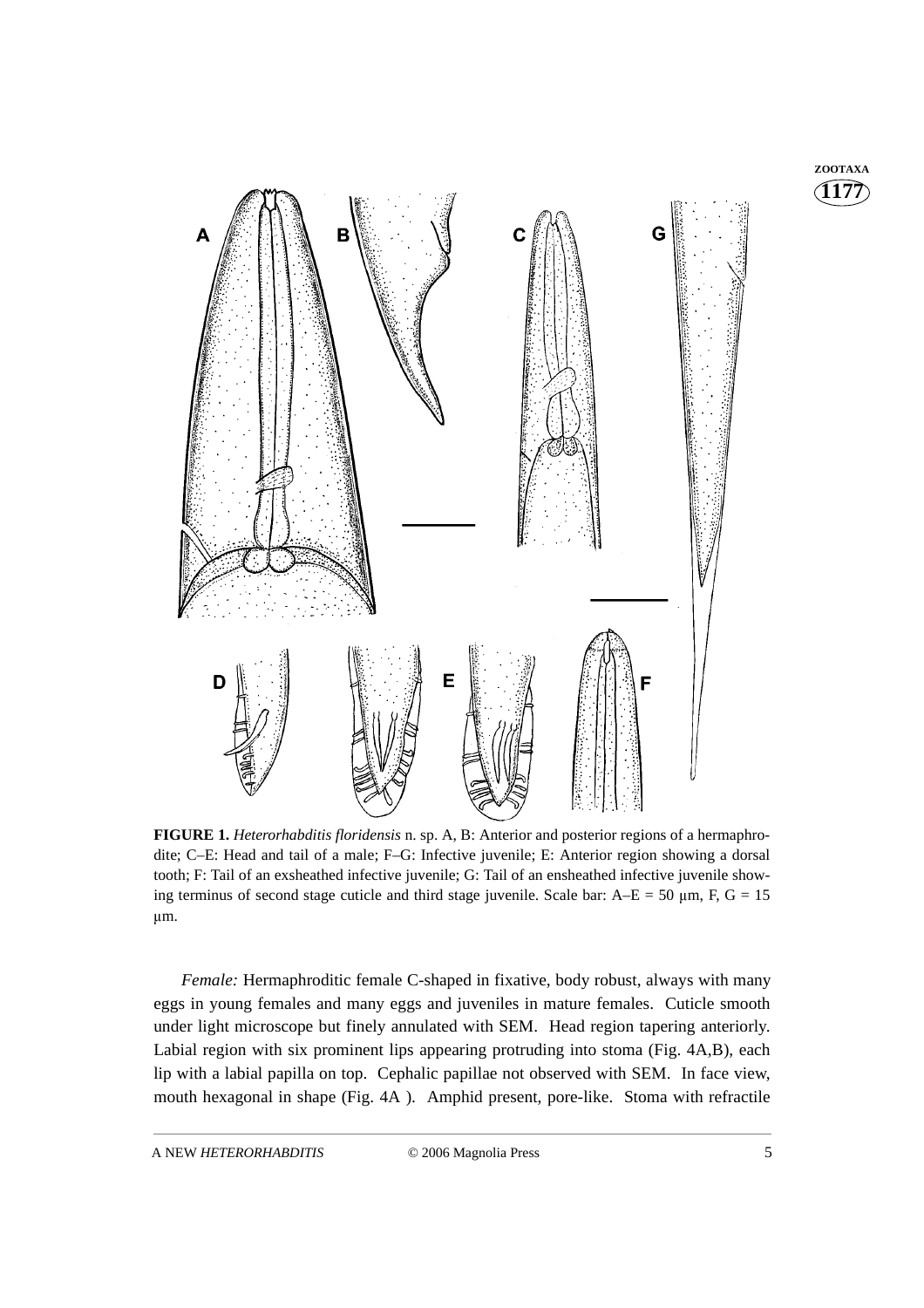**FIGURE 1.** *Heterorhabditis floridensis* n. sp. A, B: Anterior and posterior regions of a hermaphrodite; C–E: Head and tail of a male; F–G: Infective juvenile; E: Anterior region showing a dorsal tooth; F: Tail of an exsheathed infective juvenile; G: Tail of an ensheathed infective juvenile showing terminus of second stage cuticle and third stage juvenile. Scale bar: A–E = 50 µm, F, G = 15 µm.

*Female:* Hermaphroditic female C-shaped in fixative, body robust, always with many eggs in young females and many eggs and juveniles in mature females. Cuticle smooth under light microscope but finely annulated with SEM. Head region tapering anteriorly. Labial region with six prominent lips appearing protruding into stoma (Fig. 4A,B), each lip with a labial papilla on top. Cephalic papillae not observed with SEM. In face view, mouth hexagonal in shape (Fig. 4A ). Amphid present, pore-like. Stoma with refractile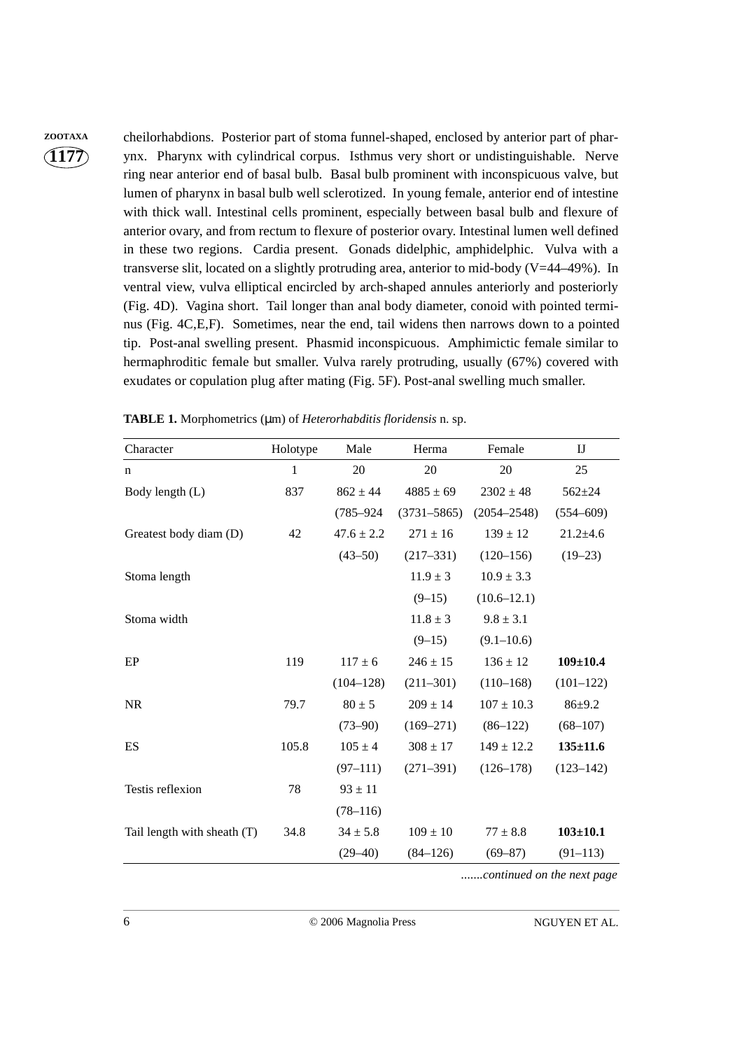cheilorhabdions. Posterior part of stoma funnel-shaped, enclosed by anterior part of pharynx. Pharynx with cylindrical corpus. Isthmus very short or undistinguishable. Nerve ring near anterior end of basal bulb. Basal bulb prominent with inconspicuous valve, but lumen of pharynx in basal bulb well sclerotized. In young female, anterior end of intestine with thick wall. Intestinal cells prominent, especially between basal bulb and flexure of anterior ovary, and from rectum to flexure of posterior ovary. Intestinal lumen well defined in these two regions. Cardia present. Gonads didelphic, amphidelphic. Vulva with a transverse slit, located on a slightly protruding area, anterior to mid-body (V=44–49%). In ventral view, vulva elliptical encircled by arch-shaped annules anteriorly and posteriorly (Fig. 4D). Vagina short. Tail longer than anal body diameter, conoid with pointed terminus (Fig. 4C,E,F). Sometimes, near the end, tail widens then narrows down to a pointed tip. Post-anal swelling present. Phasmid inconspicuous. Amphimictic female similar to hermaphroditic female but smaller. Vulva rarely protruding, usually (67%) covered with exudates or copulation plug after mating (Fig. 5F). Post-anal swelling much smaller.

**TABLE 1.** Morphometrics (µm) of *Heterorhabditis floridensis* n. sp.

| Character | Holotype | Male | Herma | Female | IJ |
|---|---|---|---|---|---|
| n | 1 | 20 | 20 | 20 | 25 |
| Body length (L) | 837 | 862 ± 44 | 4885 ± 69 | 2302 ± 48 | 562±24 |
| | | (785–924 | (3731–5865) | (2054–2548) | (554–609) |
| Greatest body diam (D) | 42 | 47.6 ± 2.2 | 271 ± 16 | 139 ± 12 | 21.2±4.6 |
| | | (43–50) | (217–331) | (120–156) | (19–23) |
| Stoma length | | | 11.9 ± 3 | 10.9 ± 3.3 | |
| | | | (9–15) | (10.6–12.1) | |
| Stoma width | | | 11.8 ± 3 | 9.8 ± 3.1 | |
| | | | (9–15) | (9.1–10.6) | |
| EP | 119 | 117 ± 6 | 246 ± 15 | 136 ± 12 | **109±10.4** |
| | | (104–128) | (211–301) | (110–168) | (101–122) |
| NR | 79.7 | 80 ± 5 | 209 ± 14 | 107 ± 10.3 | 86±9.2 |
| | | (73–90) | (169–271) | (86–122) | (68–107) |
| ES | 105.8 | 105 ± 4 | 308 ± 17 | 149 ± 12.2 | **135±11.6** |
| | | (97–111) | (271–391) | (126–178) | (123–142) |
| Testis reflexion | 78 | 93 ± 11 | | | |
| | | (78–116) | | | |
| Tail length with sheath (T) | 34.8 | 34 ± 5.8 | 109 ± 10 | 77 ± 8.8 | **103±10.1** |
| | | (29–40) | (84–126) | (69–87) | (91–113) |

*.......continued on the next page*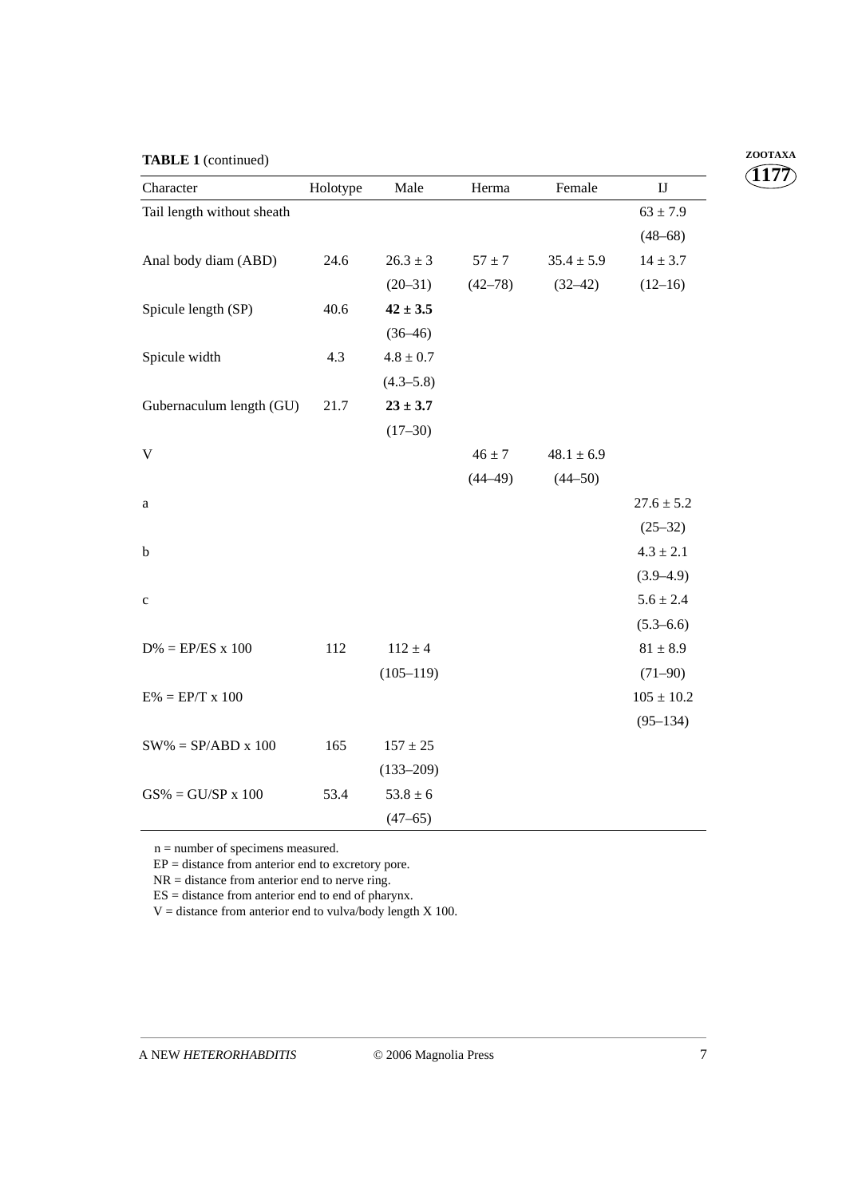**TABLE 1** (continued)

| Character | Holotype | Male | Herma | Female | IJ |
|---|---|---|---|---|---|
| Tail length without sheath | | | | | 63 ± 7.9 |
| | | | | | (48–68) |
| Anal body diam (ABD) | 24.6 | 26.3 ± 3 | 57 ± 7 | 35.4 ± 5.9 | 14 ± 3.7 |
| | | (20–31) | (42–78) | (32–42) | (12–16) |
| Spicule length (SP) | 40.6 | **42 ± 3.5** | | | |
| | | (36–46) | | | |
| Spicule width | 4.3 | 4.8 ± 0.7 | | | |
| | | (4.3–5.8) | | | |
| Gubernaculum length (GU) | 21.7 | **23 ± 3.7** | | | |
| | | (17–30) | | | |
| V | | | 46 ± 7 | 48.1 ± 6.9 | |
| | | | (44–49) | (44–50) | |
| a | | | | | 27.6 ± 5.2 |
| | | | | | (25–32) |
| b | | | | | 4.3 ± 2.1 |
| | | | | | (3.9–4.9) |
| c | | | | | 5.6 ± 2.4 |
| | | | | | (5.3–6.6) |
| D% = EP/ES x 100 | 112 | 112 ± 4 | | | 81 ± 8.9 |
| | | (105–119) | | | (71–90) |
| E% = EP/T x 100 | | | | | 105 ± 10.2 |
| | | | | | (95–134) |
| SW% = SP/ABD x 100 | 165 | 157 ± 25 | | | |
| | | (133–209) | | | |
| GS% = GU/SP x 100 | 53.4 | 53.8 ± 6 | | | |
| | | (47–65) | | | |

n = number of specimens measured.
EP = distance from anterior end to excretory pore.
NR = distance from anterior end to nerve ring.
ES = distance from anterior end to end of pharynx.
V = distance from anterior end to vulva/body length X 100.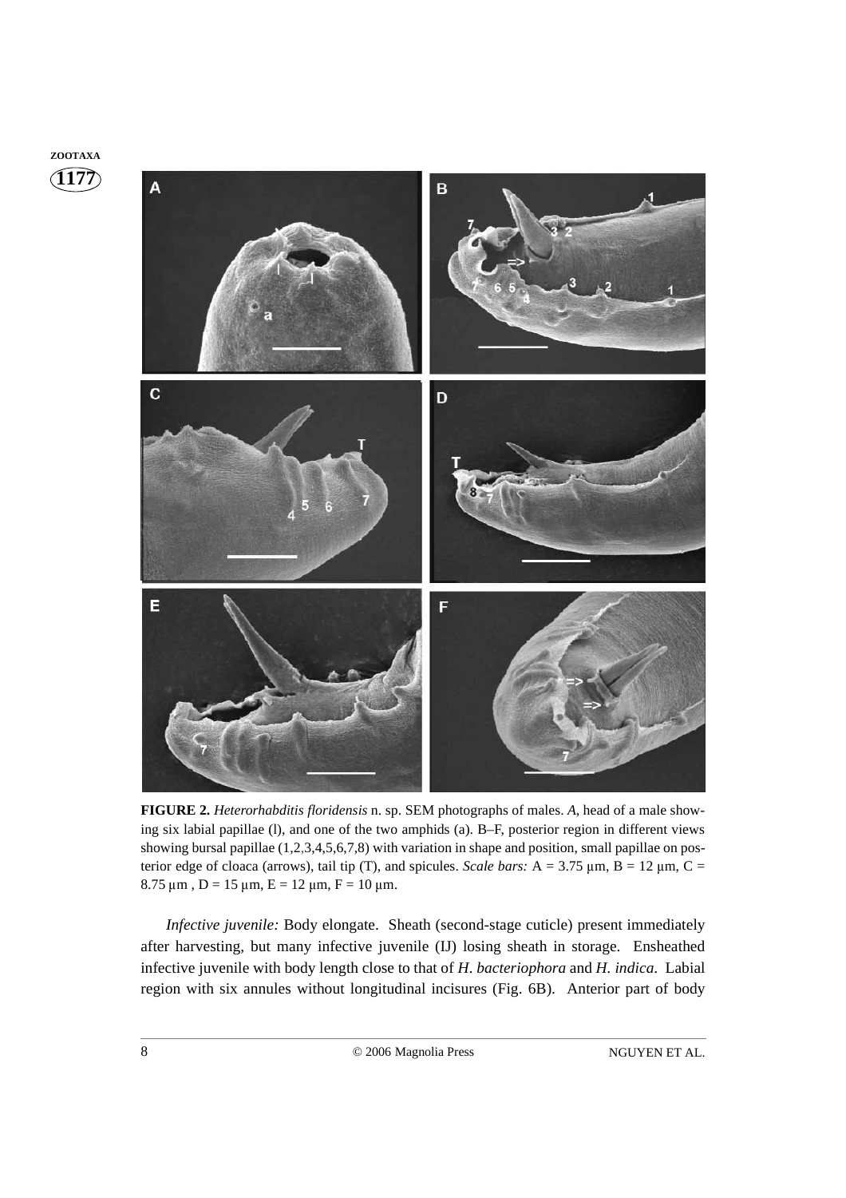**FIGURE 2.** *Heterorhabditis floridensis* n. sp. SEM photographs of males. *A*, head of a male showing six labial papillae (l), and one of the two amphids (a). B–F, posterior region in different views showing bursal papillae (1,2,3,4,5,6,7,8) with variation in shape and position, small papillae on posterior edge of cloaca (arrows), tail tip (T), and spicules. *Scale bars:* A = 3.75 µm, B = 12 µm, C = 8.75 µm , D = 15 µm, E = 12 µm, F = 10 µm.

*Infective juvenile:* Body elongate. Sheath (second-stage cuticle) present immediately after harvesting, but many infective juvenile (IJ) losing sheath in storage. Ensheathed infective juvenile with body length close to that of *H. bacteriophora* and *H. indica*. Labial region with six annules without longitudinal incisures (Fig. 6B). Anterior part of body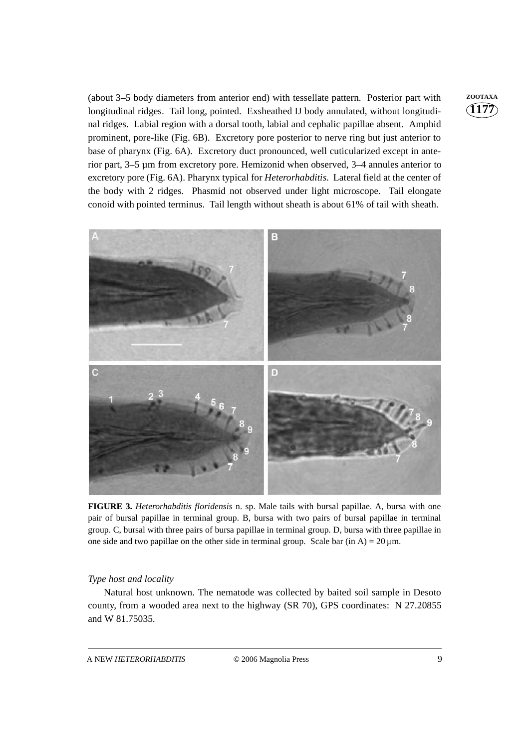(about 3–5 body diameters from anterior end) with tessellate pattern. Posterior part with longitudinal ridges. Tail long, pointed. Exsheathed IJ body annulated, without longitudinal ridges. Labial region with a dorsal tooth, labial and cephalic papillae absent. Amphid prominent, pore-like (Fig. 6B). Excretory pore posterior to nerve ring but just anterior to base of pharynx (Fig. 6A). Excretory duct pronounced, well cuticularized except in anterior part, 3–5 µm from excretory pore. Hemizonid when observed, 3–4 annules anterior to excretory pore (Fig. 6A). Pharynx typical for *Heterorhabditis.* Lateral field at the center of the body with 2 ridges. Phasmid not observed under light microscope. Tail elongate conoid with pointed terminus. Tail length without sheath is about 61% of tail with sheath.

**FIGURE 3.** *Heterorhabditis floridensis* n. sp. Male tails with bursal papillae. A, bursa with one pair of bursal papillae in terminal group. B, bursa with two pairs of bursal papillae in terminal group. C, bursal with three pairs of bursa papillae in terminal group. D, bursa with three papillae in one side and two papillae on the other side in terminal group. Scale bar (in A) = 20 µm.

*Type host and locality*

Natural host unknown. The nematode was collected by baited soil sample in Desoto county, from a wooded area next to the highway (SR 70), GPS coordinates: N 27.20855 and W 81.75035.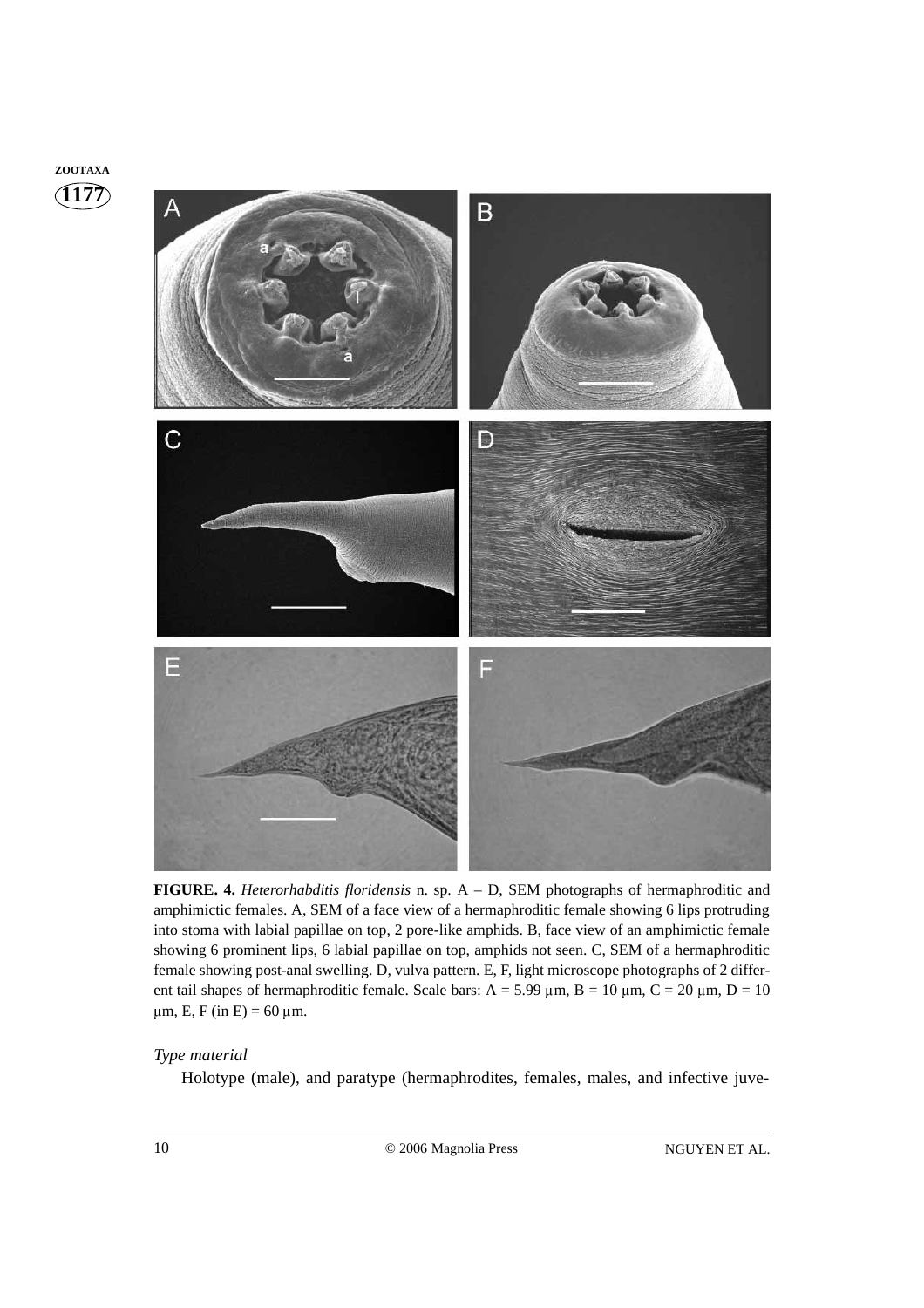**FIGURE. 4.** *Heterorhabditis floridensis* n. sp. A – D, SEM photographs of hermaphroditic and amphimictic females. A, SEM of a face view of a hermaphroditic female showing 6 lips protruding into stoma with labial papillae on top, 2 pore-like amphids. B, face view of an amphimictic female showing 6 prominent lips, 6 labial papillae on top, amphids not seen. C, SEM of a hermaphroditic female showing post-anal swelling. D, vulva pattern. E, F, light microscope photographs of 2 different tail shapes of hermaphroditic female. Scale bars: A = 5.99 µm, B = 10 µm, C = 20 µm, D = 10 µm, E, F (in E) = 60 µm.

*Type material*

Holotype (male), and paratype (hermaphrodites, females, males, and infective juve-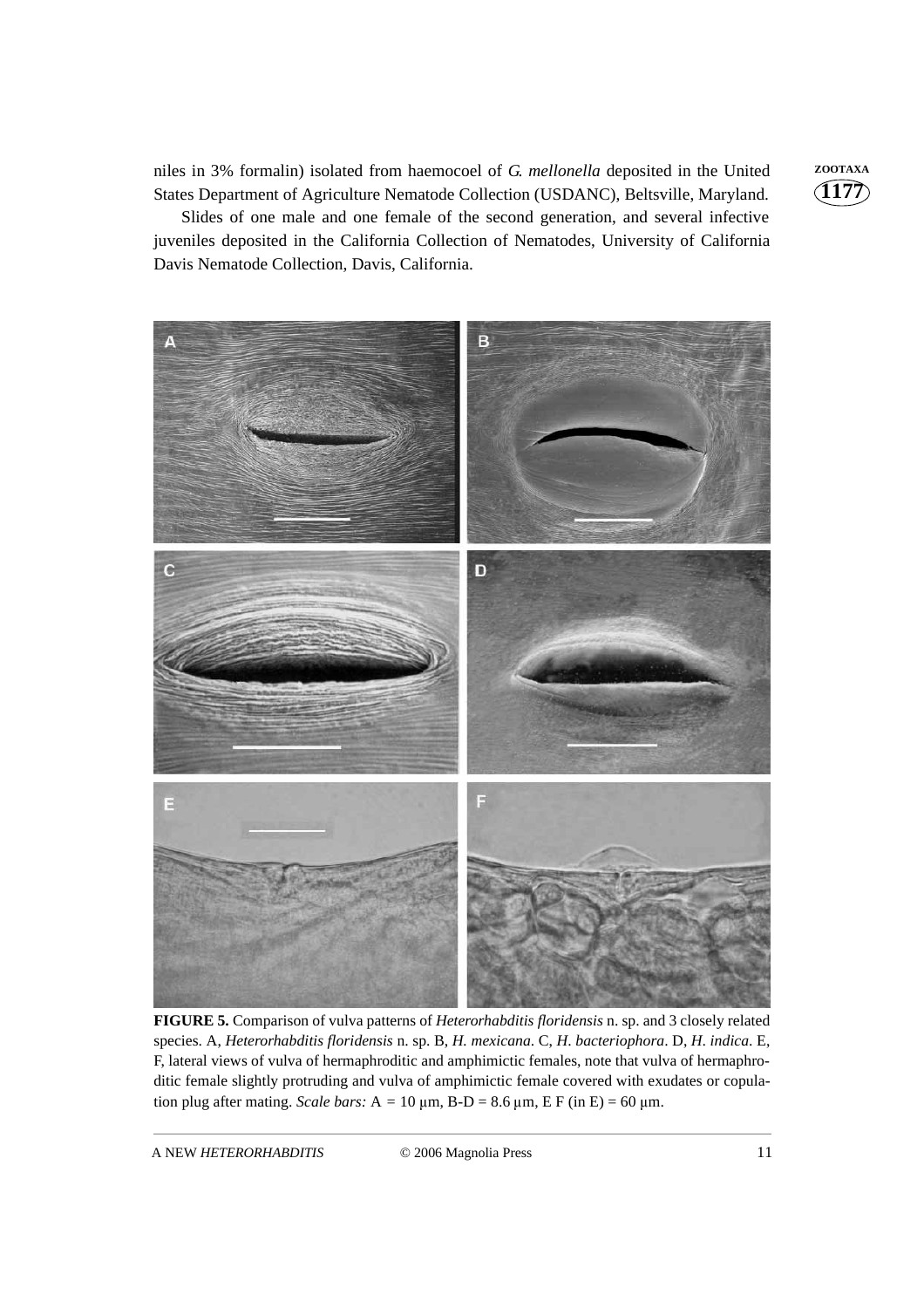niles in 3% formalin) isolated from haemocoel of *G. mellonella* deposited in the United States Department of Agriculture Nematode Collection (USDANC), Beltsville, Maryland.

Slides of one male and one female of the second generation, and several infective juveniles deposited in the California Collection of Nematodes, University of California Davis Nematode Collection, Davis, California.

**FIGURE 5.** Comparison of vulva patterns of *Heterorhabditis floridensis* n. sp. and 3 closely related species. A, *Heterorhabditis floridensis* n. sp. B, *H. mexicana*. C, *H. bacteriophora*. D, *H. indica*. E, F, lateral views of vulva of hermaphroditic and amphimictic females, note that vulva of hermaphroditic female slightly protruding and vulva of amphimictic female covered with exudates or copulation plug after mating. *Scale bars:* A = 10 µm, B-D = 8.6 µm, E F (in E) = 60 µm.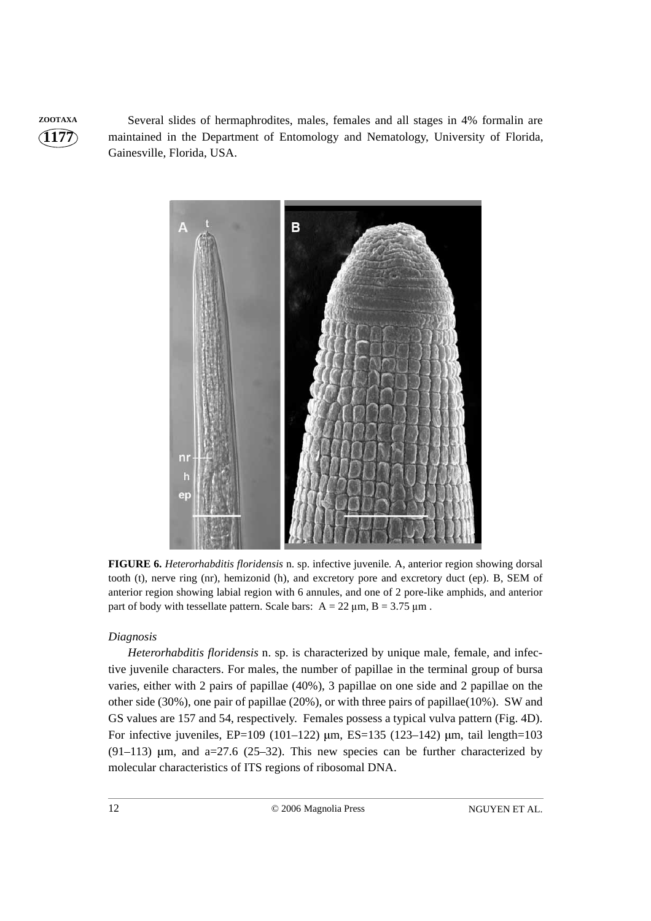Several slides of hermaphrodites, males, females and all stages in 4% formalin are maintained in the Department of Entomology and Nematology, University of Florida, Gainesville, Florida, USA.

**FIGURE 6.** *Heterorhabditis floridensis* n. sp. infective juvenile. A, anterior region showing dorsal tooth (t), nerve ring (nr), hemizonid (h), and excretory pore and excretory duct (ep). B, SEM of anterior region showing labial region with 6 annules, and one of 2 pore-like amphids, and anterior part of body with tessellate pattern. Scale bars: A = 22 µm, B = 3.75 µm .

*Diagnosis*

*Heterorhabditis floridensis* n. sp. is characterized by unique male, female, and infective juvenile characters. For males, the number of papillae in the terminal group of bursa varies, either with 2 pairs of papillae (40%), 3 papillae on one side and 2 papillae on the other side (30%), one pair of papillae (20%), or with three pairs of papillae(10%). SW and GS values are 157 and 54, respectively. Females possess a typical vulva pattern (Fig. 4D). For infective juveniles, EP=109 (101–122) µm, ES=135 (123–142) µm, tail length=103 (91–113) µm, and a=27.6 (25–32). This new species can be further characterized by molecular characteristics of ITS regions of ribosomal DNA.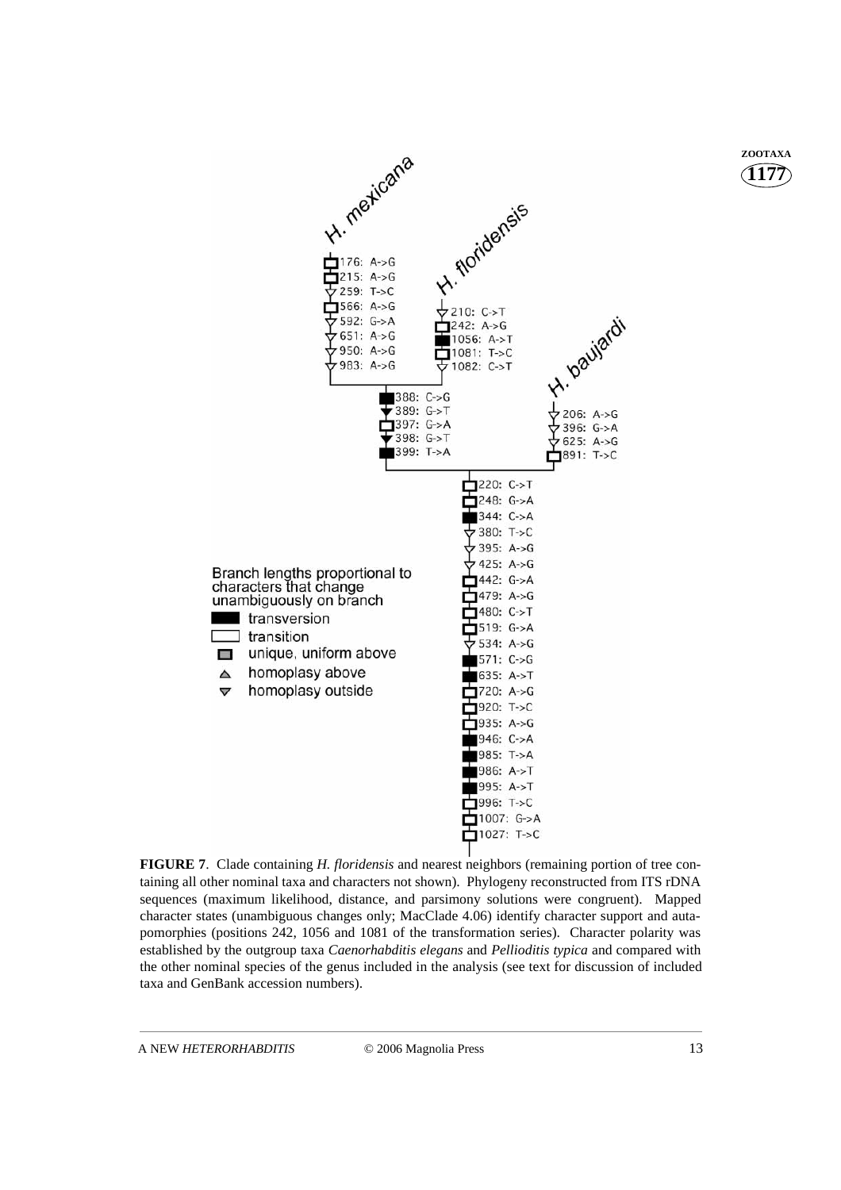**FIGURE 7**. Clade containing *H. floridensis* and nearest neighbors (remaining portion of tree containing all other nominal taxa and characters not shown). Phylogeny reconstructed from ITS rDNA sequences (maximum likelihood, distance, and parsimony solutions were congruent). Mapped character states (unambiguous changes only; MacClade 4.06) identify character support and autapomorphies (positions 242, 1056 and 1081 of the transformation series). Character polarity was established by the outgroup taxa *Caenorhabditis elegans* and *Pellioditis typica* and compared with the other nominal species of the genus included in the analysis (see text for discussion of included taxa and GenBank accession numbers).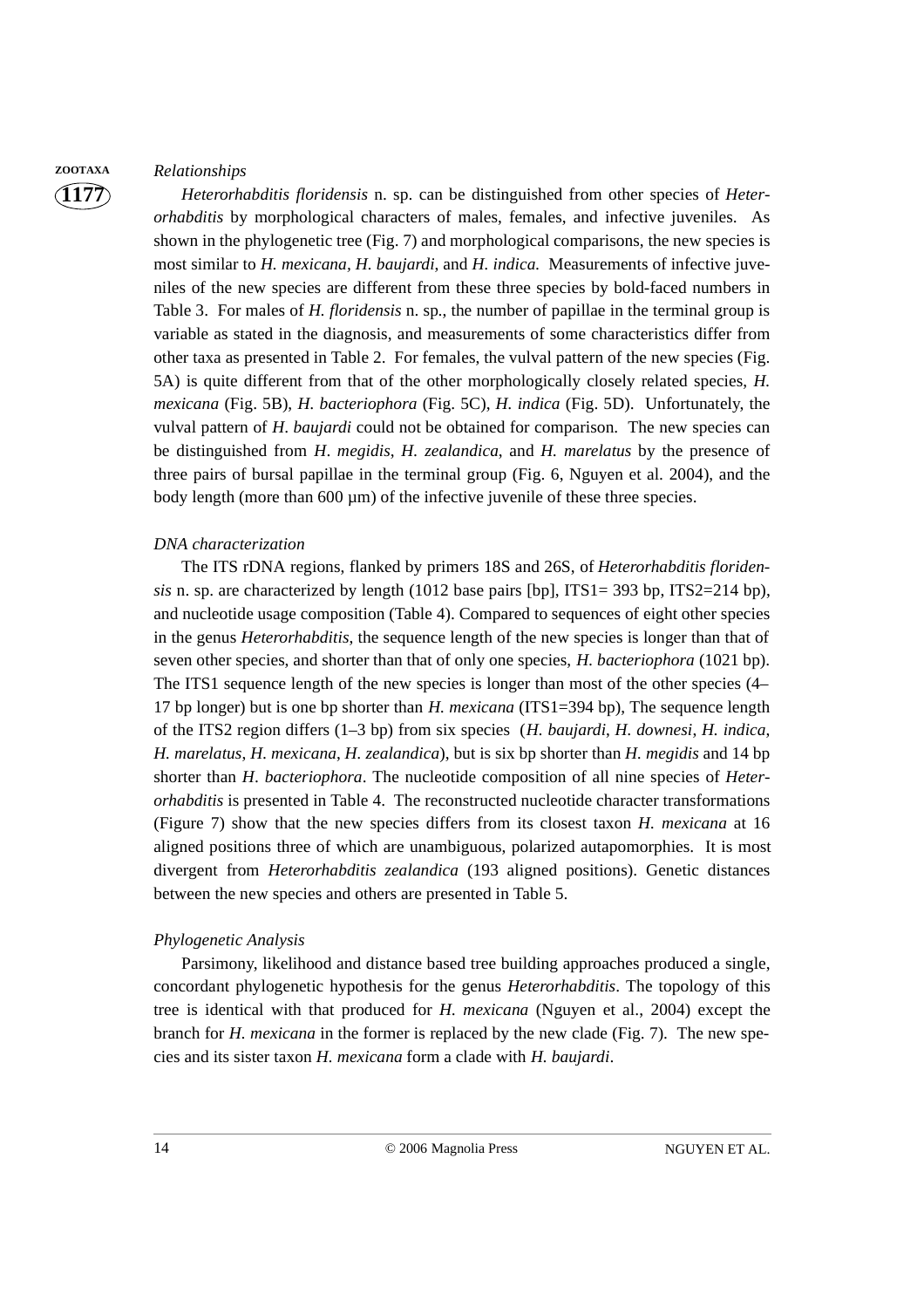*Relationships*

*Heterorhabditis floridensis* n. sp. can be distinguished from other species of *Heterorhabditis* by morphological characters of males, females, and infective juveniles. As shown in the phylogenetic tree (Fig. 7) and morphological comparisons, the new species is most similar to *H. mexicana*, *H. baujardi*, and *H. indica.* Measurements of infective juveniles of the new species are different from these three species by bold-faced numbers in Table 3. For males of *H. floridensis* n. sp., the number of papillae in the terminal group is variable as stated in the diagnosis, and measurements of some characteristics differ from other taxa as presented in Table 2. For females, the vulval pattern of the new species (Fig. 5A) is quite different from that of the other morphologically closely related species, *H. mexicana* (Fig. 5B), *H. bacteriophora* (Fig. 5C), *H. indica* (Fig. 5D). Unfortunately, the vulval pattern of *H. baujardi* could not be obtained for comparison. The new species can be distinguished from *H. megidis*, *H. zealandica*, and *H. marelatus* by the presence of three pairs of bursal papillae in the terminal group (Fig. 6, Nguyen et al. 2004), and the body length (more than 600 µm) of the infective juvenile of these three species.

*DNA characterization*

The ITS rDNA regions, flanked by primers 18S and 26S, of *Heterorhabditis floridensis* n. sp. are characterized by length (1012 base pairs [bp], ITS1= 393 bp, ITS2=214 bp), and nucleotide usage composition (Table 4). Compared to sequences of eight other species in the genus *Heterorhabditis*, the sequence length of the new species is longer than that of seven other species, and shorter than that of only one species, *H. bacteriophora* (1021 bp). The ITS1 sequence length of the new species is longer than most of the other species (4–17 bp longer) but is one bp shorter than *H. mexicana* (ITS1=394 bp), The sequence length of the ITS2 region differs (1–3 bp) from six species (*H. baujardi*, *H. downesi*, *H. indica*, *H. marelatus*, *H. mexicana*, *H. zealandica*), but is six bp shorter than *H. megidis* and 14 bp shorter than *H. bacteriophora*. The nucleotide composition of all nine species of *Heterorhabditis* is presented in Table 4. The reconstructed nucleotide character transformations (Figure 7) show that the new species differs from its closest taxon *H. mexicana* at 16 aligned positions three of which are unambiguous, polarized autapomorphies. It is most divergent from *Heterorhabditis zealandica* (193 aligned positions). Genetic distances between the new species and others are presented in Table 5.

*Phylogenetic Analysis*

Parsimony, likelihood and distance based tree building approaches produced a single, concordant phylogenetic hypothesis for the genus *Heterorhabditis*. The topology of this tree is identical with that produced for *H. mexicana* (Nguyen et al., 2004) except the branch for *H. mexicana* in the former is replaced by the new clade (Fig. 7). The new species and its sister taxon *H. mexicana* form a clade with *H. baujardi*.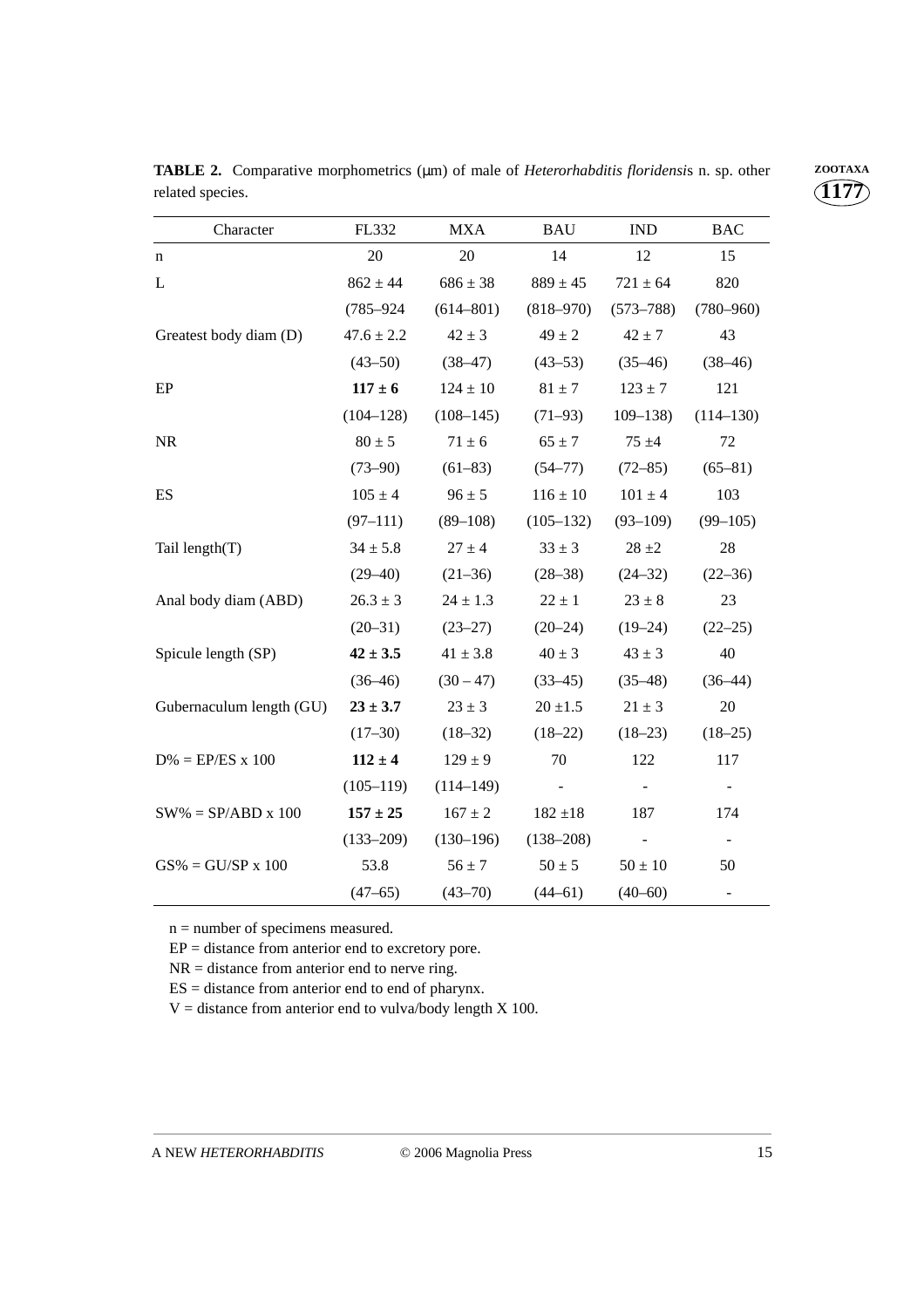**TABLE 2.** Comparative morphometrics (μm) of male of *Heterorhabditis floridensis* n. sp. other related species.

| Character | FL332 | MXA | BAU | IND | BAC |
|---|---|---|---|---|---|
| n | 20 | 20 | 14 | 12 | 15 |
| L | 862 ± 44 | 686 ± 38 | 889 ± 45 | 721 ± 64 | 820 |
| | (785–924 | (614–801) | (818–970) | (573–788) | (780–960) |
| Greatest body diam (D) | 47.6 ± 2.2 | 42 ± 3 | 49 ± 2 | 42 ± 7 | 43 |
| | (43–50) | (38–47) | (43–53) | (35–46) | (38–46) |
| EP | **117 ± 6** | 124 ± 10 | 81 ± 7 | 123 ± 7 | 121 |
| | (104–128) | (108–145) | (71–93) | 109–138) | (114–130) |
| NR | 80 ± 5 | 71 ± 6 | 65 ± 7 | 75 ±4 | 72 |
| | (73–90) | (61–83) | (54–77) | (72–85) | (65–81) |
| ES | 105 ± 4 | 96 ± 5 | 116 ± 10 | 101 ± 4 | 103 |
| | (97–111) | (89–108) | (105–132) | (93–109) | (99–105) |
| Tail length(T) | 34 ± 5.8 | 27 ± 4 | 33 ± 3 | 28 ±2 | 28 |
| | (29–40) | (21–36) | (28–38) | (24–32) | (22–36) |
| Anal body diam (ABD) | 26.3 ± 3 | 24 ± 1.3 | 22 ± 1 | 23 ± 8 | 23 |
| | (20–31) | (23–27) | (20–24) | (19–24) | (22–25) |
| Spicule length (SP) | **42 ± 3.5** | 41 ± 3.8 | 40 ± 3 | 43 ± 3 | 40 |
| | (36–46) | (30 – 47) | (33–45) | (35–48) | (36–44) |
| Gubernaculum length (GU) | **23 ± 3.7** | 23 ± 3 | 20 ±1.5 | 21 ± 3 | 20 |
| | (17–30) | (18–32) | (18–22) | (18–23) | (18–25) |
| D% = EP/ES x 100 | **112 ± 4** | 129 ± 9 | 70 | 122 | 117 |
| | (105–119) | (114–149) | - | - | - |
| SW% = SP/ABD x 100 | **157 ± 25** | 167 ± 2 | 182 ±18 | 187 | 174 |
| | (133–209) | (130–196) | (138–208) | - | - |
| GS% = GU/SP x 100 | 53.8 | 56 ± 7 | 50 ± 5 | 50 ± 10 | 50 |
| | (47–65) | (43–70) | (44–61) | (40–60) | - |

n = number of specimens measured.

EP = distance from anterior end to excretory pore.

NR = distance from anterior end to nerve ring.

ES = distance from anterior end to end of pharynx.

V = distance from anterior end to vulva/body length X 100.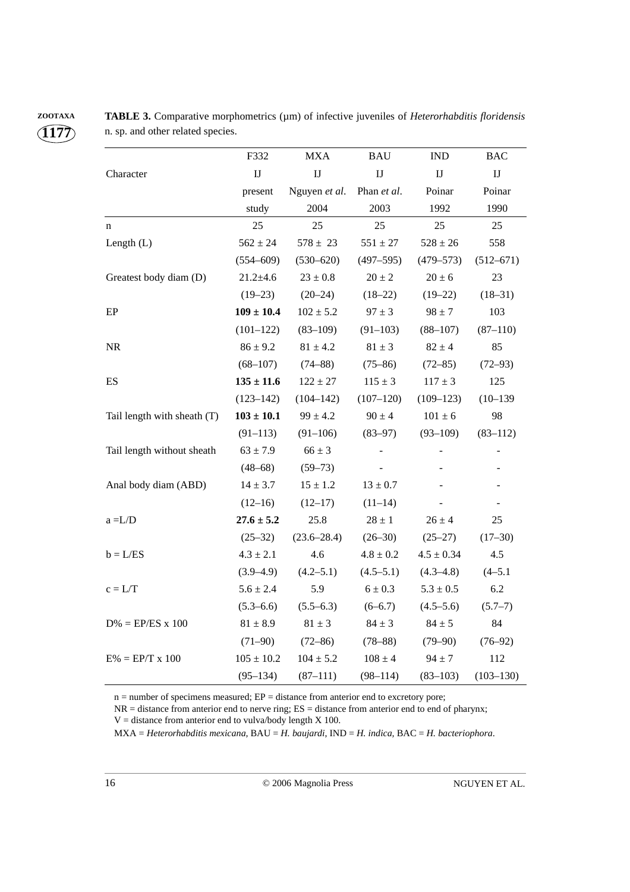**TABLE 3.** Comparative morphometrics (µm) of infective juveniles of *Heterorhabditis floridensis* n. sp. and other related species.

| Character | F332 IJ present study | MXA IJ Nguyen *et al.* 2004 | BAU IJ Phan *et al.* 2003 | IND IJ Poinar 1992 | BAC IJ Poinar 1990 |
|---|---|---|---|---|---|
| n | 25 | 25 | 25 | 25 | 25 |
| Length (L) | 562 ± 24 | 578 ± 23 | 551 ± 27 | 528 ± 26 | 558 |
| | (554–609) | (530–620) | (497–595) | (479–573) | (512–671) |
| Greatest body diam (D) | 21.2±4.6 | 23 ± 0.8 | 20 ± 2 | 20 ± 6 | 23 |
| | (19–23) | (20–24) | (18–22) | (19–22) | (18–31) |
| EP | **109 ± 10.4** | 102 ± 5.2 | 97 ± 3 | 98 ± 7 | 103 |
| | (101–122) | (83–109) | (91–103) | (88–107) | (87–110) |
| NR | 86 ± 9.2 | 81 ± 4.2 | 81 ± 3 | 82 ± 4 | 85 |
| | (68–107) | (74–88) | (75–86) | (72–85) | (72–93) |
| ES | **135 ± 11.6** | 122 ± 27 | 115 ± 3 | 117 ± 3 | 125 |
| | (123–142) | (104–142) | (107–120) | (109–123) | (10–139 |
| Tail length with sheath (T) | **103 ± 10.1** | 99 ± 4.2 | 90 ± 4 | 101 ± 6 | 98 |
| | (91–113) | (91–106) | (83–97) | (93–109) | (83–112) |
| Tail length without sheath | 63 ± 7.9 | 66 ± 3 | - | - | - |
| | (48–68) | (59–73) | - | - | - |
| Anal body diam (ABD) | 14 ± 3.7 | 15 ± 1.2 | 13 ± 0.7 | - | - |
| | (12–16) | (12–17) | (11–14) | - | - |
| a =L/D | **27.6 ± 5.2** | 25.8 | 28 ± 1 | 26 ± 4 | 25 |
| | (25–32) | (23.6–28.4) | (26–30) | (25–27) | (17–30) |
| b = L/ES | 4.3 ± 2.1 | 4.6 | 4.8 ± 0.2 | 4.5 ± 0.34 | 4.5 |
| | (3.9–4.9) | (4.2–5.1) | (4.5–5.1) | (4.3–4.8) | (4–5.1 |
| c = L/T | 5.6 ± 2.4 | 5.9 | 6 ± 0.3 | 5.3 ± 0.5 | 6.2 |
| | (5.3–6.6) | (5.5–6.3) | (6–6.7) | (4.5–5.6) | (5.7–7) |
| D% = EP/ES x 100 | 81 ± 8.9 | 81 ± 3 | 84 ± 3 | 84 ± 5 | 84 |
| | (71–90) | (72–86) | (78–88) | (79–90) | (76–92) |
| E% = EP/T x 100 | 105 ± 10.2 | 104 ± 5.2 | 108 ± 4 | 94 ± 7 | 112 |
| | (95–134) | (87–111) | (98–114) | (83–103) | (103–130) |

n = number of specimens measured; EP = distance from anterior end to excretory pore;
NR = distance from anterior end to nerve ring; ES = distance from anterior end to end of pharynx;
V = distance from anterior end to vulva/body length X 100.
MXA = *Heterorhabditis mexicana*, BAU = *H. baujardi*, IND = *H. indica*, BAC = *H. bacteriophora*.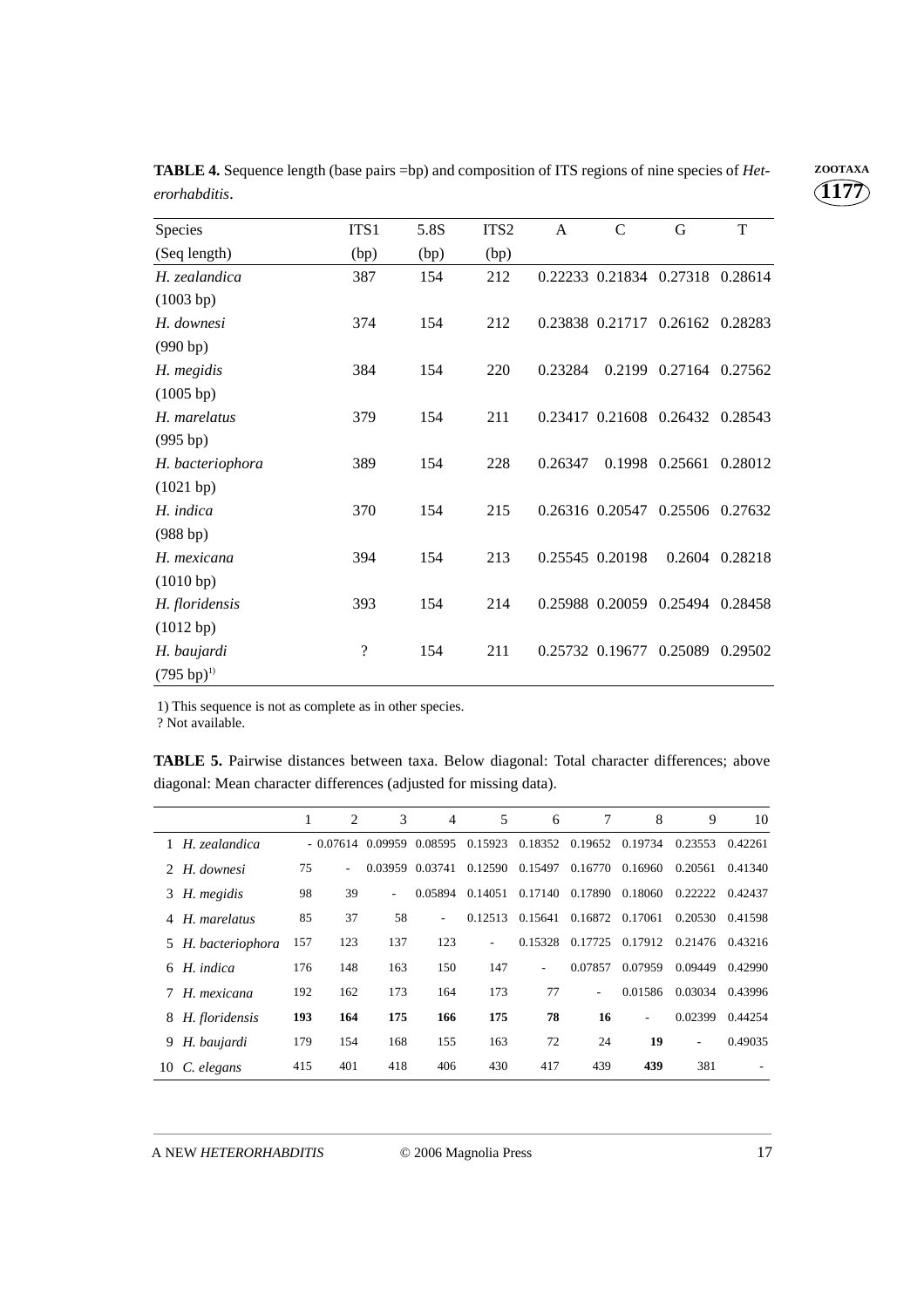**TABLE 4.** Sequence length (base pairs =bp) and composition of ITS regions of nine species of *Heterorhabditis*.

| Species (Seq length) | ITS1 (bp) | 5.8S (bp) | ITS2 (bp) | A | C | G | T |
|---|---|---|---|---|---|---|---|
| *H. zealandica* (1003 bp) | 387 | 154 | 212 | 0.22233 | 0.21834 | 0.27318 | 0.28614 |
| *H. downesi* (990 bp) | 374 | 154 | 212 | 0.23838 | 0.21717 | 0.26162 | 0.28283 |
| *H. megidis* (1005 bp) | 384 | 154 | 220 | 0.23284 | 0.2199 | 0.27164 | 0.27562 |
| *H. marelatus* (995 bp) | 379 | 154 | 211 | 0.23417 | 0.21608 | 0.26432 | 0.28543 |
| *H. bacteriophora* (1021 bp) | 389 | 154 | 228 | 0.26347 | 0.1998 | 0.25661 | 0.28012 |
| *H. indica* (988 bp) | 370 | 154 | 215 | 0.26316 | 0.20547 | 0.25506 | 0.27632 |
| *H. mexicana* (1010 bp) | 394 | 154 | 213 | 0.25545 | 0.20198 | 0.2604 | 0.28218 |
| *H. floridensis* (1012 bp) | 393 | 154 | 214 | 0.25988 | 0.20059 | 0.25494 | 0.28458 |
| *H. baujardi* (795 bp)[1)] | ? | 154 | 211 | 0.25732 | 0.19677 | 0.25089 | 0.29502 |

1) This sequence is not as complete as in other species.
? Not available.

**TABLE 5.** Pairwise distances between taxa. Below diagonal: Total character differences; above diagonal: Mean character differences (adjusted for missing data).

| | | 1 | 2 | 3 | 4 | 5 | 6 | 7 | 8 | 9 | 10 |
|---|---|---|---|---|---|---|---|---|---|---|---|
| 1 | *H. zealandica* | - | 0.07614 | 0.09959 | 0.08595 | 0.15923 | 0.18352 | 0.19652 | 0.19734 | 0.23553 | 0.42261 |
| 2 | *H. downesi* | 75 | - | 0.03959 | 0.03741 | 0.12590 | 0.15497 | 0.16770 | 0.16960 | 0.20561 | 0.41340 |
| 3 | *H. megidis* | 98 | 39 | - | 0.05894 | 0.14051 | 0.17140 | 0.17890 | 0.18060 | 0.22222 | 0.42437 |
| 4 | *H. marelatus* | 85 | 37 | 58 | - | 0.12513 | 0.15641 | 0.16872 | 0.17061 | 0.20530 | 0.41598 |
| 5 | *H. bacteriophora* | 157 | 123 | 137 | 123 | - | 0.15328 | 0.17725 | 0.17912 | 0.21476 | 0.43216 |
| 6 | *H. indica* | 176 | 148 | 163 | 150 | 147 | - | 0.07857 | 0.07959 | 0.09449 | 0.42990 |
| 7 | *H. mexicana* | 192 | 162 | 173 | 164 | 173 | 77 | - | 0.01586 | 0.03034 | 0.43996 |
| 8 | *H. floridensis* | **193** | **164** | **175** | **166** | **175** | **78** | **16** | - | 0.02399 | 0.44254 |
| 9 | *H. baujardi* | 179 | 154 | 168 | 155 | 163 | 72 | 24 | **19** | - | 0.49035 |
| 10 | *C. elegans* | 415 | 401 | 418 | 406 | 430 | 417 | 439 | **439** | 381 | - |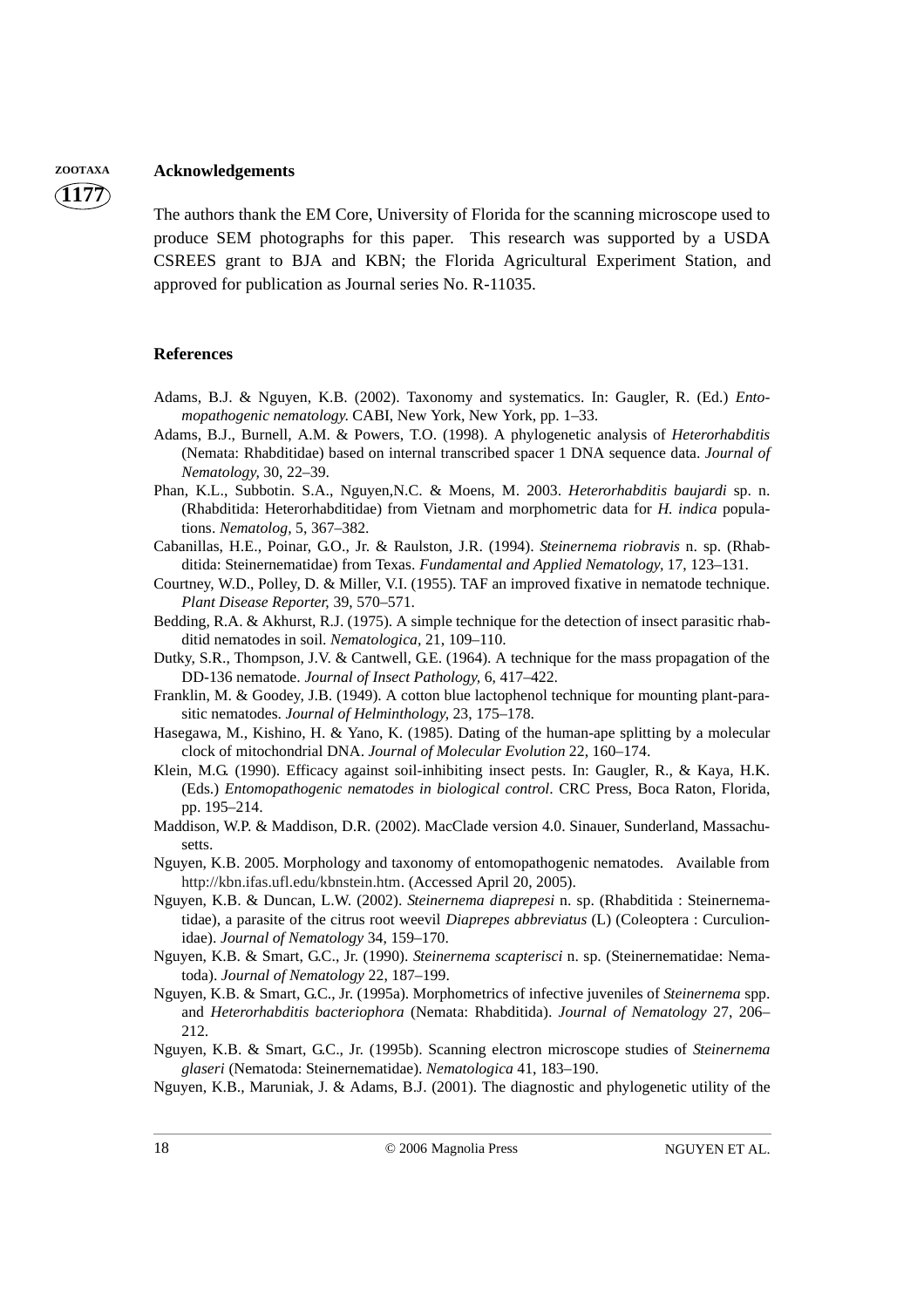## Acknowledgements

The authors thank the EM Core, University of Florida for the scanning microscope used to produce SEM photographs for this paper. This research was supported by a USDA CSREES grant to BJA and KBN; the Florida Agricultural Experiment Station, and approved for publication as Journal series No. R-11035.

## References

Adams, B.J. & Nguyen, K.B. (2002). Taxonomy and systematics. In: Gaugler, R. (Ed.) *Entomopathogenic nematology.* CABI, New York, New York, pp. 1–33.

Adams, B.J., Burnell, A.M. & Powers, T.O. (1998). A phylogenetic analysis of *Heterorhabditis* (Nemata: Rhabditidae) based on internal transcribed spacer 1 DNA sequence data. *Journal of Nematology,* 30, 22–39.

Phan, K.L., Subbotin. S.A., Nguyen,N.C. & Moens, M. 2003. *Heterorhabditis baujardi* sp. n. (Rhabditida: Heterorhabditidae) from Vietnam and morphometric data for *H. indica* populations. *Nematolog,* 5, 367–382.

Cabanillas, H.E., Poinar, G.O., Jr. & Raulston, J.R. (1994). *Steinernema riobravis* n. sp. (Rhabditida: Steinernematidae) from Texas. *Fundamental and Applied Nematology,* 17, 123–131.

Courtney, W.D., Polley, D. & Miller, V.I. (1955). TAF an improved fixative in nematode technique. *Plant Disease Reporter,* 39, 570–571.

Bedding, R.A. & Akhurst, R.J. (1975). A simple technique for the detection of insect parasitic rhabditid nematodes in soil. *Nematologica,* 21, 109–110.

Dutky, S.R., Thompson, J.V. & Cantwell, G.E. (1964). A technique for the mass propagation of the DD-136 nematode. *Journal of Insect Pathology,* 6, 417–422.

Franklin, M. & Goodey, J.B. (1949). A cotton blue lactophenol technique for mounting plant-parasitic nematodes. *Journal of Helminthology,* 23, 175–178.

Hasegawa, M., Kishino, H. & Yano, K. (1985). Dating of the human-ape splitting by a molecular clock of mitochondrial DNA. *Journal of Molecular Evolution* 22, 160–174.

Klein, M.G. (1990). Efficacy against soil-inhibiting insect pests. In: Gaugler, R., & Kaya, H.K. (Eds.) *Entomopathogenic nematodes in biological control*. CRC Press, Boca Raton, Florida, pp. 195–214.

Maddison, W.P. & Maddison, D.R. (2002). MacClade version 4.0. Sinauer, Sunderland, Massachusetts.

Nguyen, K.B. 2005. Morphology and taxonomy of entomopathogenic nematodes. Available from http://kbn.ifas.ufl.edu/kbnstein.htm. (Accessed April 20, 2005).

Nguyen, K.B. & Duncan, L.W. (2002). *Steinernema diaprepesi* n. sp. (Rhabditida : Steinernematidae), a parasite of the citrus root weevil *Diaprepes abbreviatus* (L) (Coleoptera : Curculionidae). *Journal of Nematology* 34, 159–170.

Nguyen, K.B. & Smart, G.C., Jr. (1990). *Steinernema scapterisci* n. sp. (Steinernematidae: Nematoda). *Journal of Nematology* 22, 187–199.

Nguyen, K.B. & Smart, G.C., Jr. (1995a). Morphometrics of infective juveniles of *Steinernema* spp. and *Heterorhabditis bacteriophora* (Nemata: Rhabditida). *Journal of Nematology* 27, 206–212.

Nguyen, K.B. & Smart, G.C., Jr. (1995b). Scanning electron microscope studies of *Steinernema glaseri* (Nematoda: Steinernematidae). *Nematologica* 41, 183–190.

Nguyen, K.B., Maruniak, J. & Adams, B.J. (2001). The diagnostic and phylogenetic utility of the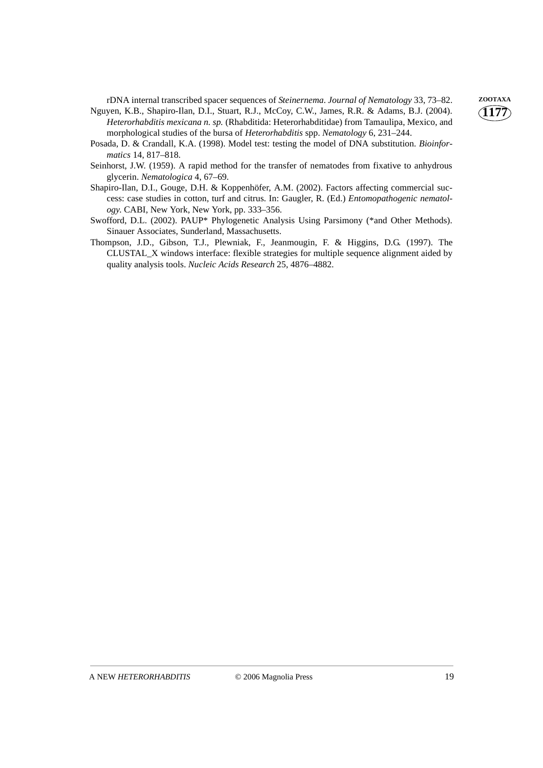rDNA internal transcribed spacer sequences of *Steinernema*. *Journal of Nematology* 33, 73–82.

Nguyen, K.B., Shapiro-Ilan, D.I., Stuart, R.J., McCoy, C.W., James, R.R. & Adams, B.J. (2004). *Heterorhabditis mexicana n. sp.* (Rhabditida: Heterorhabditidae) from Tamaulipa, Mexico, and morphological studies of the bursa of *Heterorhabditis* spp. *Nematology* 6, 231–244.

Posada, D. & Crandall, K.A. (1998). Model test: testing the model of DNA substitution. *Bioinformatics* 14, 817–818.

Seinhorst, J.W. (1959). A rapid method for the transfer of nematodes from fixative to anhydrous glycerin. *Nematologica* 4, 67–69.

Shapiro-Ilan, D.I., Gouge, D.H. & Koppenhöfer, A.M. (2002). Factors affecting commercial success: case studies in cotton, turf and citrus. In: Gaugler, R. (Ed.) *Entomopathogenic nematology.* CABI, New York, New York, pp. 333–356.

Swofford, D.L. (2002). PAUP* Phylogenetic Analysis Using Parsimony (*and Other Methods). Sinauer Associates, Sunderland, Massachusetts.

Thompson, J.D., Gibson, T.J., Plewniak, F., Jeanmougin, F. & Higgins, D.G. (1997). The CLUSTAL_X windows interface: flexible strategies for multiple sequence alignment aided by quality analysis tools. *Nucleic Acids Research* 25, 4876–4882.